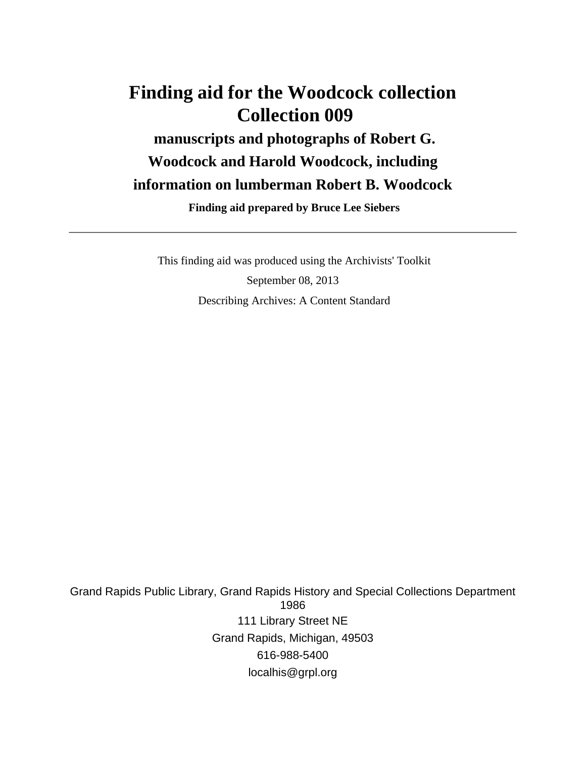# Finding aid for the Woodcock collection
# Collection 009

## manuscripts and photographs of Robert G. Woodcock and Harold Woodcock, including information on lumberman Robert B. Woodcock

**Finding aid prepared by Bruce Lee Siebers**

---

This finding aid was produced using the Archivists' Toolkit

September 08, 2013

Describing Archives: A Content Standard

Grand Rapids Public Library, Grand Rapids History and Special Collections Department
1986
111 Library Street NE
Grand Rapids, Michigan, 49503
616-988-5400
localhis@grpl.org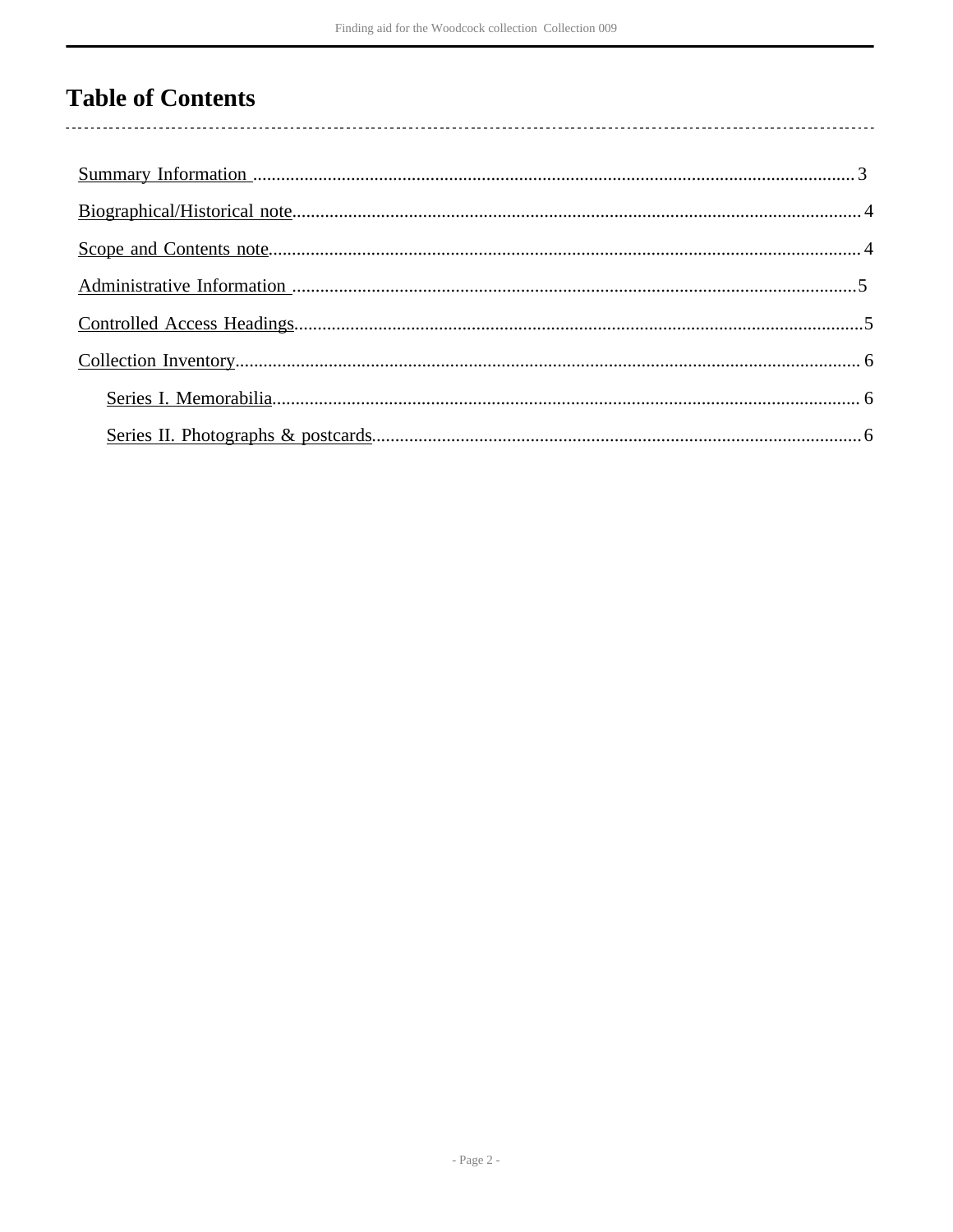# Table of Contents

- Summary Information ........ 3
- Biographical/Historical note ........ 4
- Scope and Contents note ........ 4
- Administrative Information ........ 5
- Controlled Access Headings ........ 5
- Collection Inventory ........ 6
  - Series I. Memorabilia ........ 6
  - Series II. Photographs & postcards ........ 6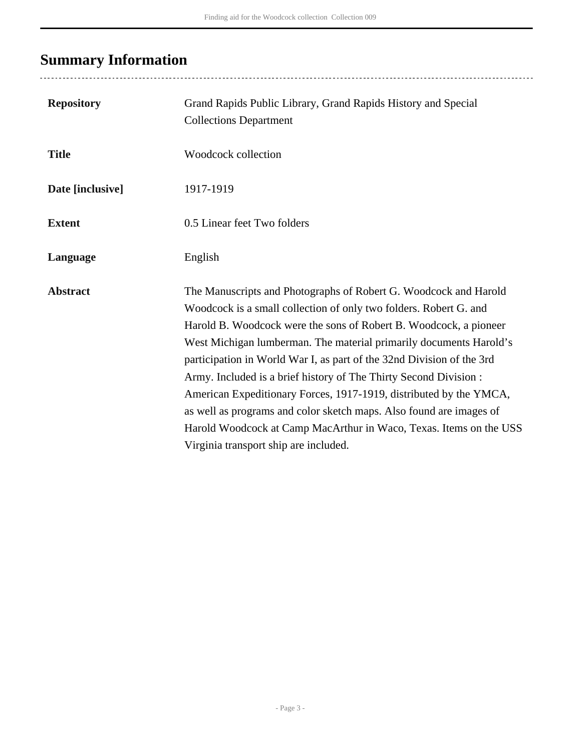## Summary Information

| | |
|---|---|
| **Repository** | Grand Rapids Public Library, Grand Rapids History and Special Collections Department |
| **Title** | Woodcock collection |
| **Date [inclusive]** | 1917-1919 |
| **Extent** | 0.5 Linear feet Two folders |
| **Language** | English |
| **Abstract** | The Manuscripts and Photographs of Robert G. Woodcock and Harold Woodcock is a small collection of only two folders. Robert G. and Harold B. Woodcock were the sons of Robert B. Woodcock, a pioneer West Michigan lumberman. The material primarily documents Harold's participation in World War I, as part of the 32nd Division of the 3rd Army. Included is a brief history of The Thirty Second Division : American Expeditionary Forces, 1917-1919, distributed by the YMCA, as well as programs and color sketch maps. Also found are images of Harold Woodcock at Camp MacArthur in Waco, Texas. Items on the USS Virginia transport ship are included. |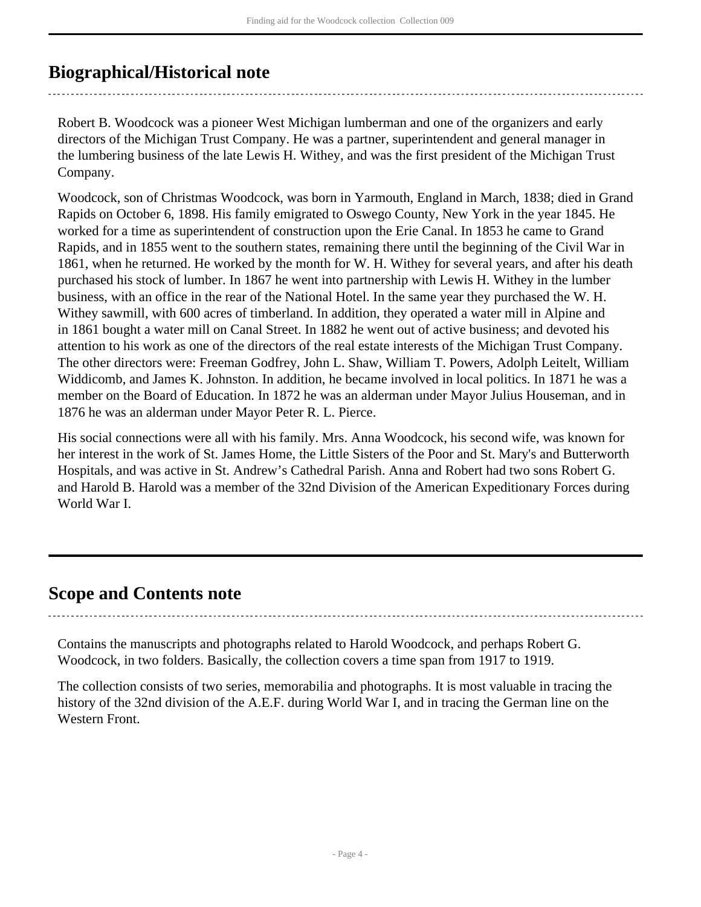## Biographical/Historical note

Robert B. Woodcock was a pioneer West Michigan lumberman and one of the organizers and early directors of the Michigan Trust Company. He was a partner, superintendent and general manager in the lumbering business of the late Lewis H. Withey, and was the first president of the Michigan Trust Company.

Woodcock, son of Christmas Woodcock, was born in Yarmouth, England in March, 1838; died in Grand Rapids on October 6, 1898. His family emigrated to Oswego County, New York in the year 1845. He worked for a time as superintendent of construction upon the Erie Canal. In 1853 he came to Grand Rapids, and in 1855 went to the southern states, remaining there until the beginning of the Civil War in 1861, when he returned. He worked by the month for W. H. Withey for several years, and after his death purchased his stock of lumber. In 1867 he went into partnership with Lewis H. Withey in the lumber business, with an office in the rear of the National Hotel. In the same year they purchased the W. H. Withey sawmill, with 600 acres of timberland. In addition, they operated a water mill in Alpine and in 1861 bought a water mill on Canal Street. In 1882 he went out of active business; and devoted his attention to his work as one of the directors of the real estate interests of the Michigan Trust Company. The other directors were: Freeman Godfrey, John L. Shaw, William T. Powers, Adolph Leitelt, William Widdicomb, and James K. Johnston. In addition, he became involved in local politics. In 1871 he was a member on the Board of Education. In 1872 he was an alderman under Mayor Julius Houseman, and in 1876 he was an alderman under Mayor Peter R. L. Pierce.

His social connections were all with his family. Mrs. Anna Woodcock, his second wife, was known for her interest in the work of St. James Home, the Little Sisters of the Poor and St. Mary's and Butterworth Hospitals, and was active in St. Andrew’s Cathedral Parish. Anna and Robert had two sons Robert G. and Harold B. Harold was a member of the 32nd Division of the American Expeditionary Forces during World War I.

## Scope and Contents note

Contains the manuscripts and photographs related to Harold Woodcock, and perhaps Robert G. Woodcock, in two folders. Basically, the collection covers a time span from 1917 to 1919.

The collection consists of two series, memorabilia and photographs. It is most valuable in tracing the history of the 32nd division of the A.E.F. during World War I, and in tracing the German line on the Western Front.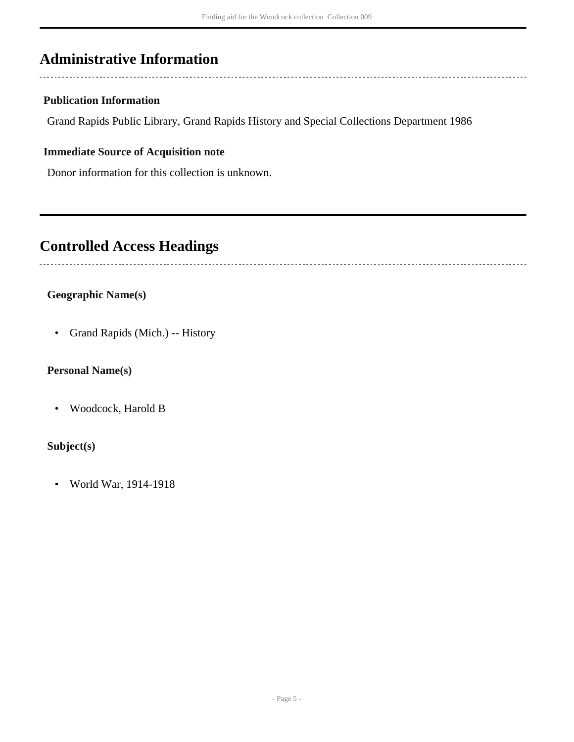## Administrative Information

### Publication Information

Grand Rapids Public Library, Grand Rapids History and Special Collections Department 1986

### Immediate Source of Acquisition note

Donor information for this collection is unknown.

## Controlled Access Headings

### Geographic Name(s)

- Grand Rapids (Mich.) -- History

### Personal Name(s)

- Woodcock, Harold B

### Subject(s)

- World War, 1914-1918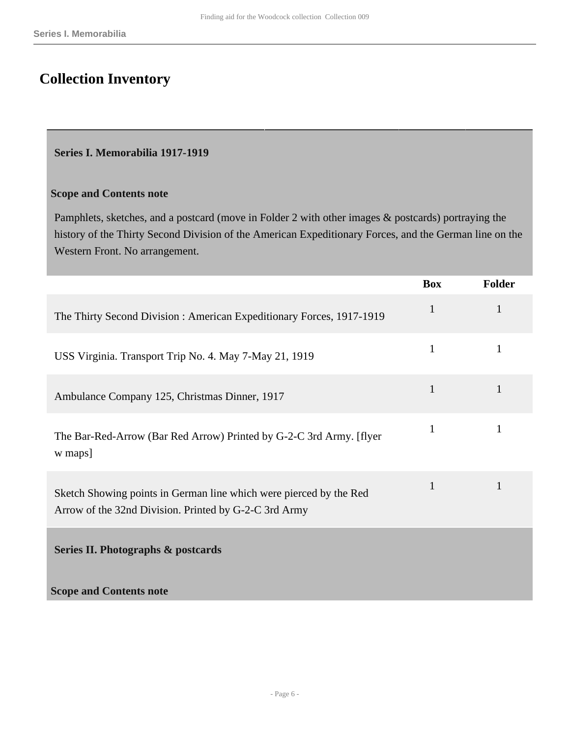# Collection Inventory

## Series I. Memorabilia 1917-1919

### Scope and Contents note

Pamphlets, sketches, and a postcard (move in Folder 2 with other images & postcards) portraying the history of the Thirty Second Division of the American Expeditionary Forces, and the German line on the Western Front. No arrangement.

| | Box | Folder |
|---|---|---|
| The Thirty Second Division : American Expeditionary Forces, 1917-1919 | 1 | 1 |
| USS Virginia. Transport Trip No. 4. May 7-May 21, 1919 | 1 | 1 |
| Ambulance Company 125, Christmas Dinner, 1917 | 1 | 1 |
| The Bar-Red-Arrow (Bar Red Arrow) Printed by G-2-C 3rd Army. [flyer w maps] | 1 | 1 |
| Sketch Showing points in German line which were pierced by the Red Arrow of the 32nd Division. Printed by G-2-C 3rd Army | 1 | 1 |

## Series II. Photographs & postcards

### Scope and Contents note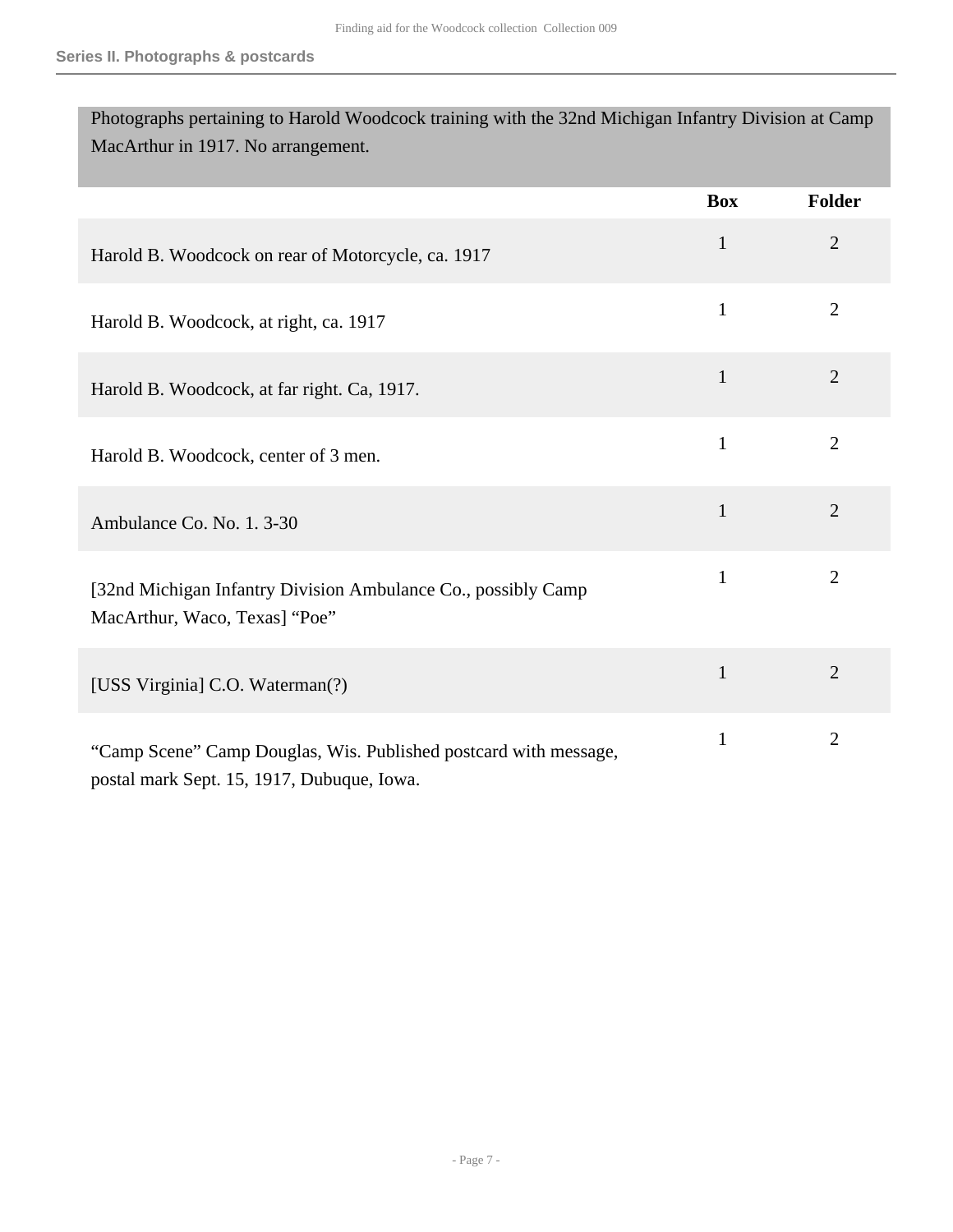Photographs pertaining to Harold Woodcock training with the 32nd Michigan Infantry Division at Camp MacArthur in 1917. No arrangement.

| | Box | Folder |
| --- | --- | --- |
| Harold B. Woodcock on rear of Motorcycle, ca. 1917 | 1 | 2 |
| Harold B. Woodcock, at right, ca. 1917 | 1 | 2 |
| Harold B. Woodcock, at far right. Ca, 1917. | 1 | 2 |
| Harold B. Woodcock, center of 3 men. | 1 | 2 |
| Ambulance Co. No. 1. 3-30 | 1 | 2 |
| [32nd Michigan Infantry Division Ambulance Co., possibly Camp MacArthur, Waco, Texas] “Poe” | 1 | 2 |
| [USS Virginia] C.O. Waterman(?) | 1 | 2 |
| “Camp Scene” Camp Douglas, Wis. Published postcard with message, postal mark Sept. 15, 1917, Dubuque, Iowa. | 1 | 2 |